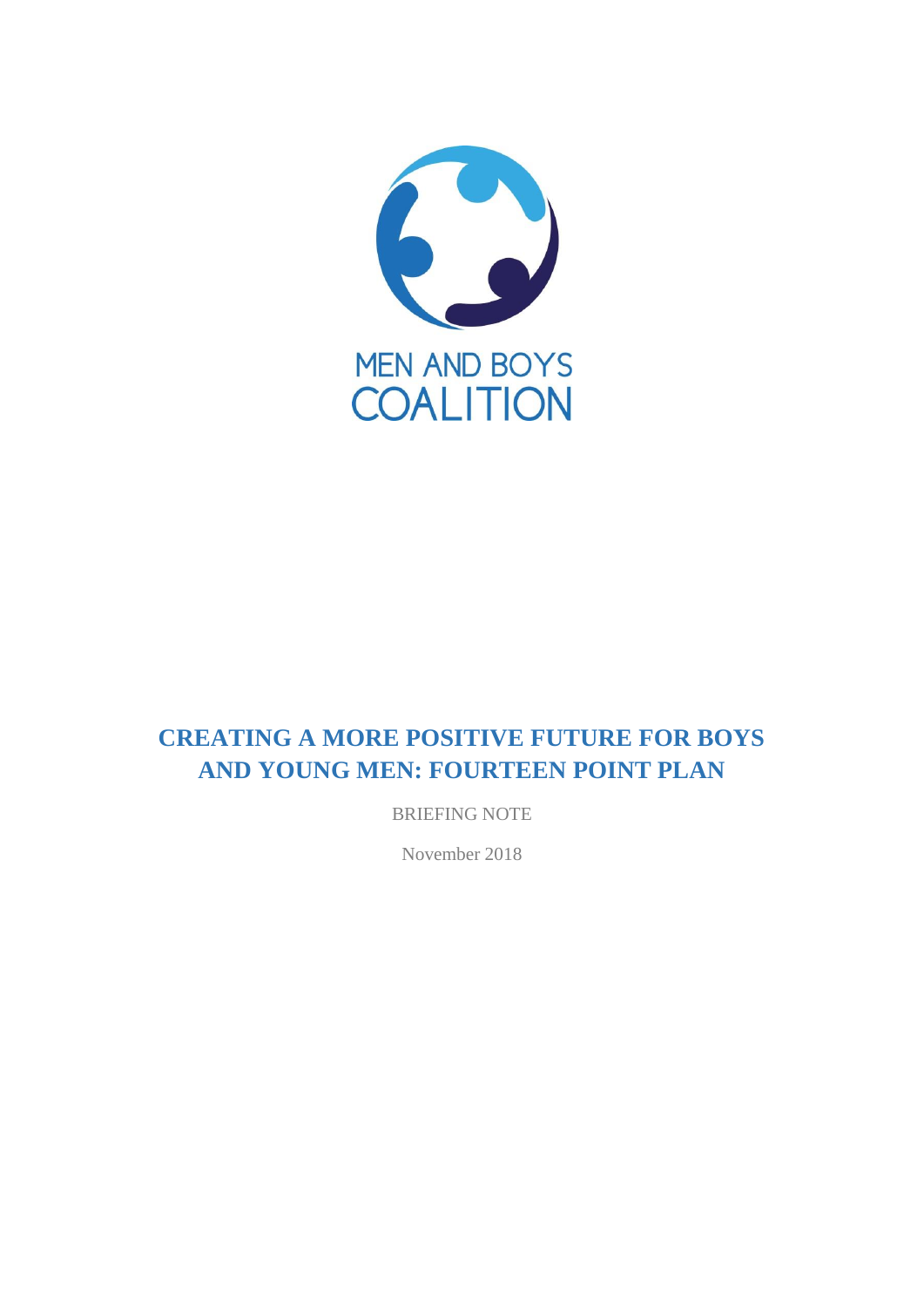MEN AND BOYS COALITION

# CREATING A MORE POSITIVE FUTURE FOR BOYS AND YOUNG MEN: FOURTEEN POINT PLAN

BRIEFING NOTE

November 2018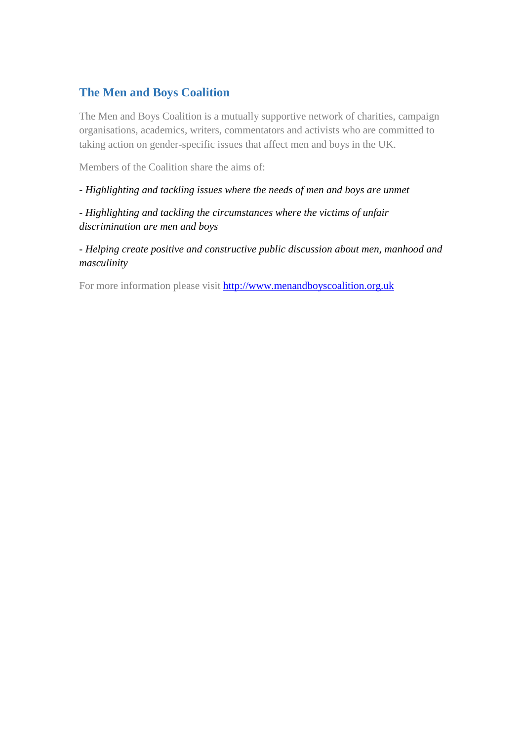## The Men and Boys Coalition

The Men and Boys Coalition is a mutually supportive network of charities, campaign organisations, academics, writers, commentators and activists who are committed to taking action on gender-specific issues that affect men and boys in the UK.

Members of the Coalition share the aims of:

- *Highlighting and tackling issues where the needs of men and boys are unmet*

- *Highlighting and tackling the circumstances where the victims of unfair discrimination are men and boys*

- *Helping create positive and constructive public discussion about men, manhood and masculinity*

For more information please visit [http://www.menandboyscoalition.org.uk](http://www.menandboyscoalition.org.uk)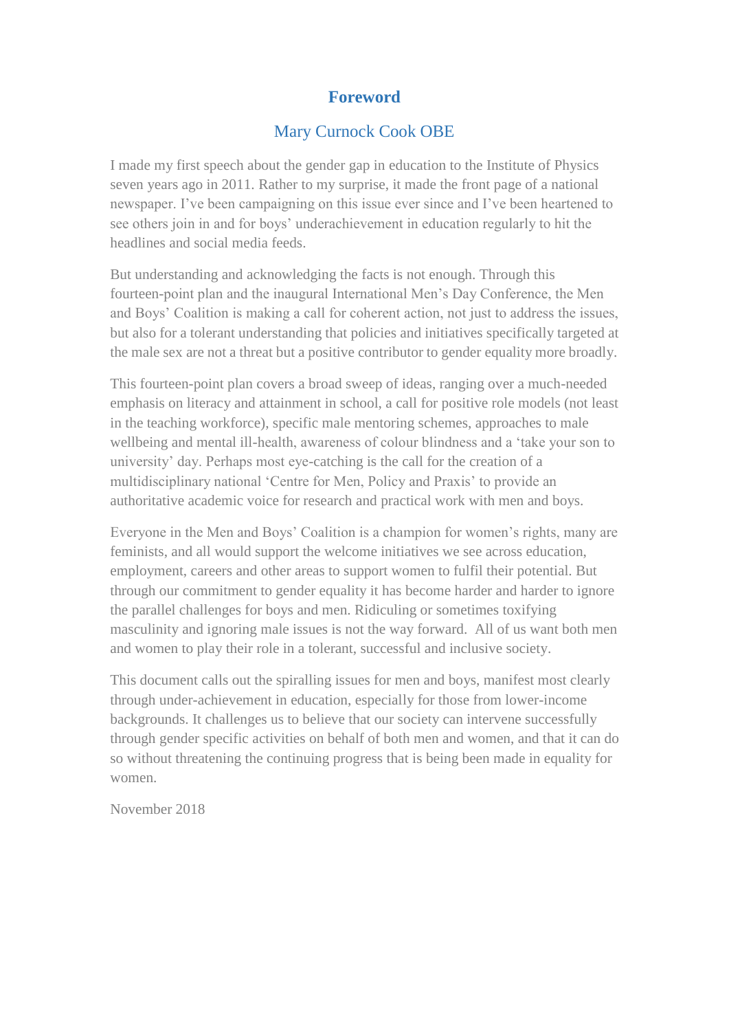## Foreword

### Mary Curnock Cook OBE

I made my first speech about the gender gap in education to the Institute of Physics seven years ago in 2011. Rather to my surprise, it made the front page of a national newspaper. I've been campaigning on this issue ever since and I've been heartened to see others join in and for boys' underachievement in education regularly to hit the headlines and social media feeds.

But understanding and acknowledging the facts is not enough. Through this fourteen-point plan and the inaugural International Men's Day Conference, the Men and Boys' Coalition is making a call for coherent action, not just to address the issues, but also for a tolerant understanding that policies and initiatives specifically targeted at the male sex are not a threat but a positive contributor to gender equality more broadly.

This fourteen-point plan covers a broad sweep of ideas, ranging over a much-needed emphasis on literacy and attainment in school, a call for positive role models (not least in the teaching workforce), specific male mentoring schemes, approaches to male wellbeing and mental ill-health, awareness of colour blindness and a 'take your son to university' day. Perhaps most eye-catching is the call for the creation of a multidisciplinary national 'Centre for Men, Policy and Praxis' to provide an authoritative academic voice for research and practical work with men and boys.

Everyone in the Men and Boys' Coalition is a champion for women's rights, many are feminists, and all would support the welcome initiatives we see across education, employment, careers and other areas to support women to fulfil their potential. But through our commitment to gender equality it has become harder and harder to ignore the parallel challenges for boys and men. Ridiculing or sometimes toxifying masculinity and ignoring male issues is not the way forward. All of us want both men and women to play their role in a tolerant, successful and inclusive society.

This document calls out the spiralling issues for men and boys, manifest most clearly through under-achievement in education, especially for those from lower-income backgrounds. It challenges us to believe that our society can intervene successfully through gender specific activities on behalf of both men and women, and that it can do so without threatening the continuing progress that is being been made in equality for women.

November 2018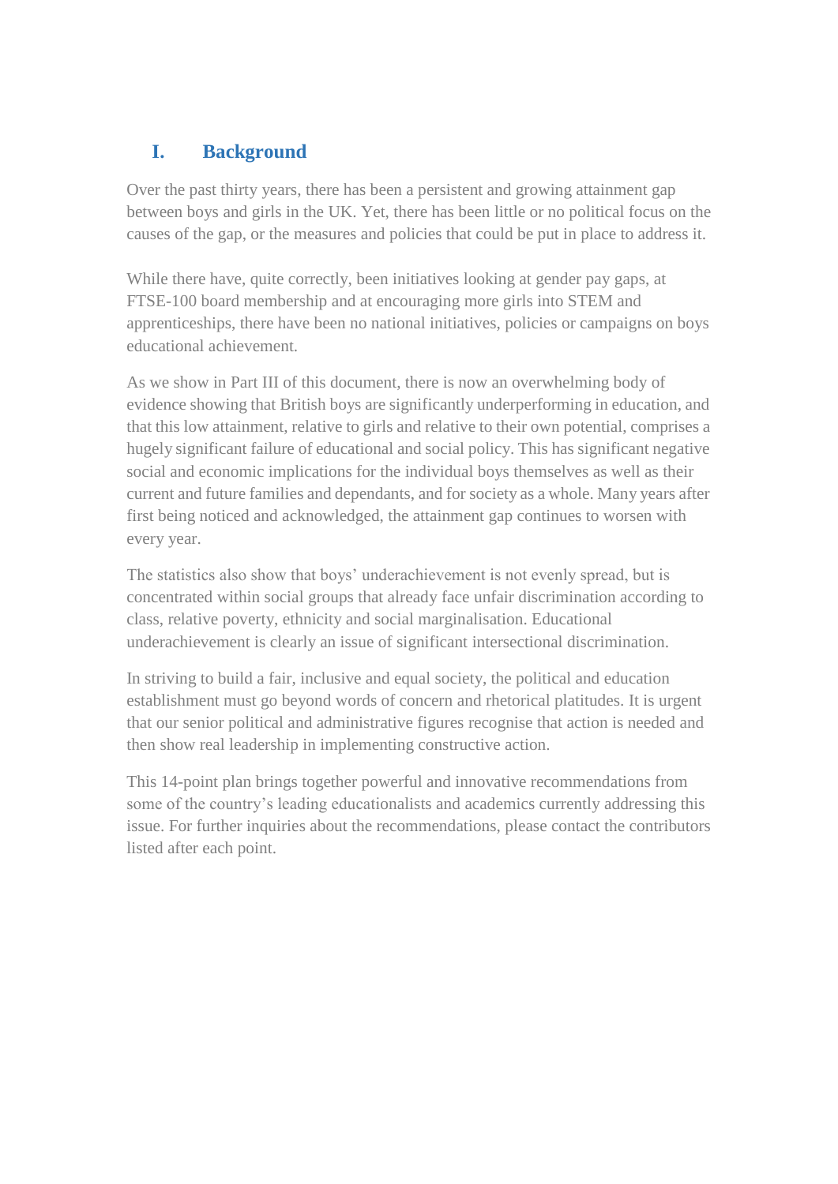## I. Background

Over the past thirty years, there has been a persistent and growing attainment gap between boys and girls in the UK. Yet, there has been little or no political focus on the causes of the gap, or the measures and policies that could be put in place to address it.

While there have, quite correctly, been initiatives looking at gender pay gaps, at FTSE-100 board membership and at encouraging more girls into STEM and apprenticeships, there have been no national initiatives, policies or campaigns on boys educational achievement.

As we show in Part III of this document, there is now an overwhelming body of evidence showing that British boys are significantly underperforming in education, and that this low attainment, relative to girls and relative to their own potential, comprises a hugely significant failure of educational and social policy. This has significant negative social and economic implications for the individual boys themselves as well as their current and future families and dependants, and for society as a whole. Many years after first being noticed and acknowledged, the attainment gap continues to worsen with every year.

The statistics also show that boys' underachievement is not evenly spread, but is concentrated within social groups that already face unfair discrimination according to class, relative poverty, ethnicity and social marginalisation. Educational underachievement is clearly an issue of significant intersectional discrimination.

In striving to build a fair, inclusive and equal society, the political and education establishment must go beyond words of concern and rhetorical platitudes. It is urgent that our senior political and administrative figures recognise that action is needed and then show real leadership in implementing constructive action.

This 14-point plan brings together powerful and innovative recommendations from some of the country's leading educationalists and academics currently addressing this issue. For further inquiries about the recommendations, please contact the contributors listed after each point.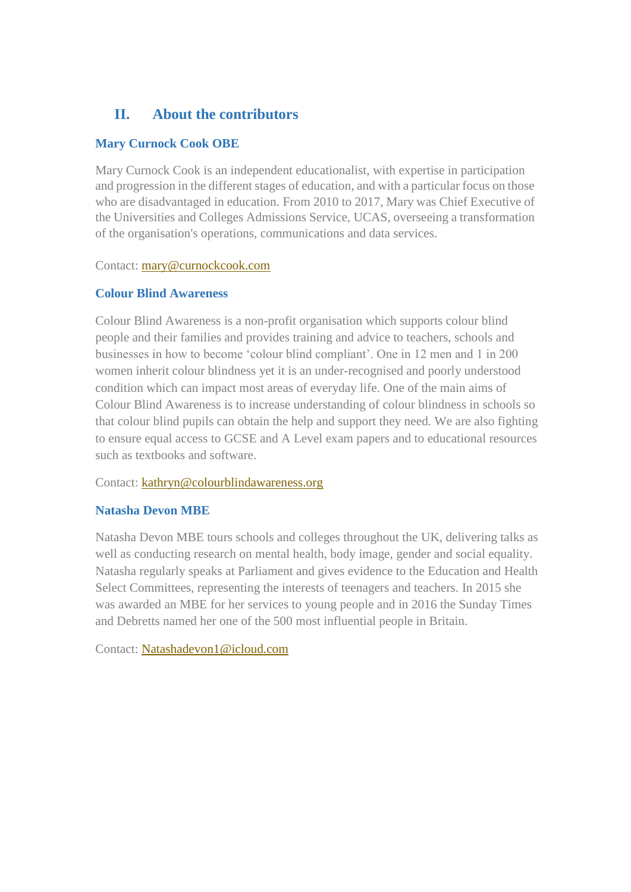## II. About the contributors

### Mary Curnock Cook OBE

Mary Curnock Cook is an independent educationalist, with expertise in participation and progression in the different stages of education, and with a particular focus on those who are disadvantaged in education. From 2010 to 2017, Mary was Chief Executive of the Universities and Colleges Admissions Service, UCAS, overseeing a transformation of the organisation's operations, communications and data services.

Contact: mary@curnockcook.com

### Colour Blind Awareness

Colour Blind Awareness is a non-profit organisation which supports colour blind people and their families and provides training and advice to teachers, schools and businesses in how to become 'colour blind compliant'. One in 12 men and 1 in 200 women inherit colour blindness yet it is an under-recognised and poorly understood condition which can impact most areas of everyday life. One of the main aims of Colour Blind Awareness is to increase understanding of colour blindness in schools so that colour blind pupils can obtain the help and support they need. We are also fighting to ensure equal access to GCSE and A Level exam papers and to educational resources such as textbooks and software.

Contact: kathryn@colourblindawareness.org

### Natasha Devon MBE

Natasha Devon MBE tours schools and colleges throughout the UK, delivering talks as well as conducting research on mental health, body image, gender and social equality. Natasha regularly speaks at Parliament and gives evidence to the Education and Health Select Committees, representing the interests of teenagers and teachers. In 2015 she was awarded an MBE for her services to young people and in 2016 the Sunday Times and Debretts named her one of the 500 most influential people in Britain.

Contact: Natashadevon1@icloud.com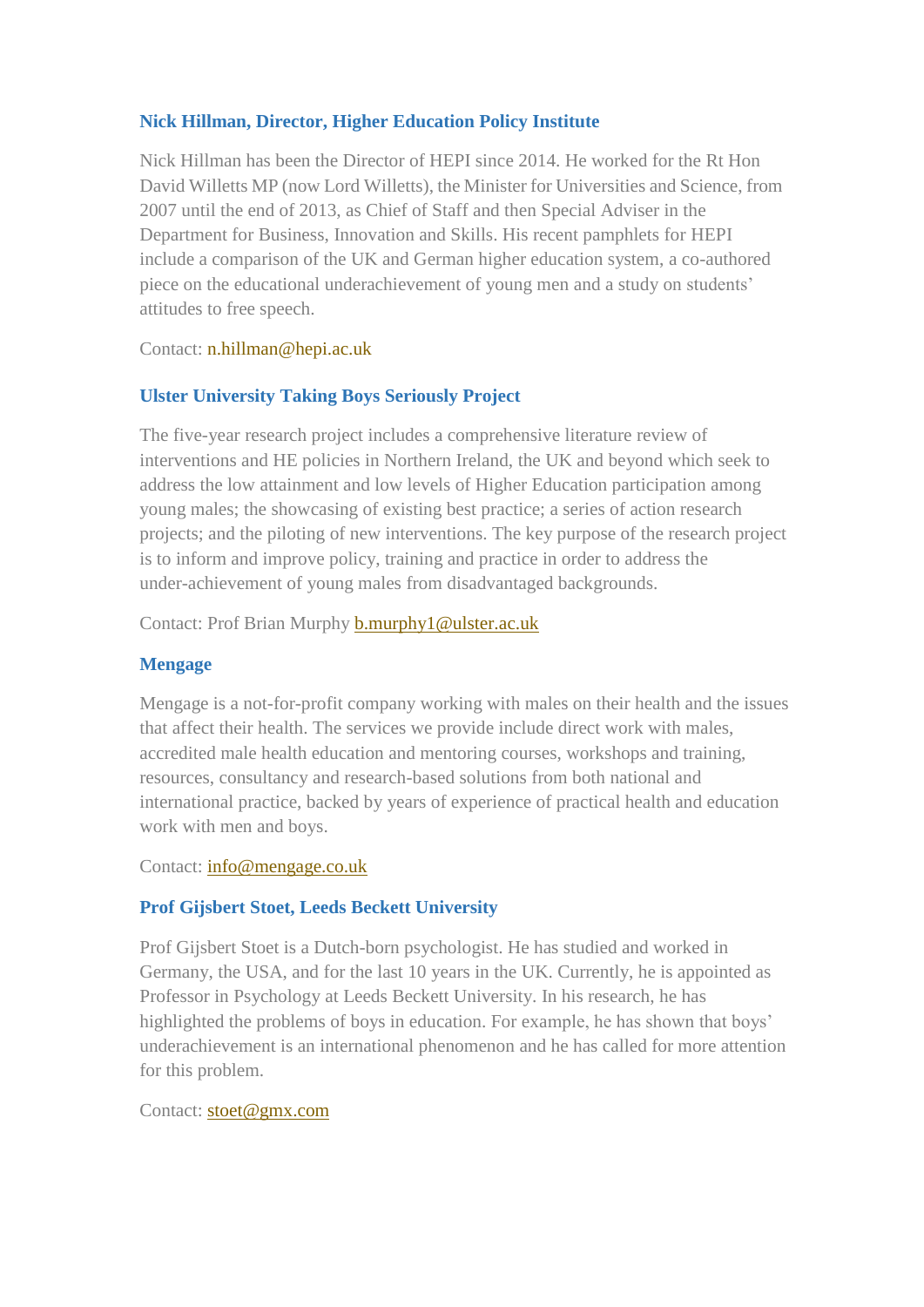### Nick Hillman, Director, Higher Education Policy Institute

Nick Hillman has been the Director of HEPI since 2014. He worked for the Rt Hon David Willetts MP (now Lord Willetts), the Minister for Universities and Science, from 2007 until the end of 2013, as Chief of Staff and then Special Adviser in the Department for Business, Innovation and Skills. His recent pamphlets for HEPI include a comparison of the UK and German higher education system, a co-authored piece on the educational underachievement of young men and a study on students' attitudes to free speech.

Contact: n.hillman@hepi.ac.uk

### Ulster University Taking Boys Seriously Project

The five-year research project includes a comprehensive literature review of interventions and HE policies in Northern Ireland, the UK and beyond which seek to address the low attainment and low levels of Higher Education participation among young males; the showcasing of existing best practice; a series of action research projects; and the piloting of new interventions. The key purpose of the research project is to inform and improve policy, training and practice in order to address the under-achievement of young males from disadvantaged backgrounds.

Contact: Prof Brian Murphy b.murphy1@ulster.ac.uk

### Mengage

Mengage is a not-for-profit company working with males on their health and the issues that affect their health. The services we provide include direct work with males, accredited male health education and mentoring courses, workshops and training, resources, consultancy and research-based solutions from both national and international practice, backed by years of experience of practical health and education work with men and boys.

Contact: info@mengage.co.uk

### Prof Gijsbert Stoet, Leeds Beckett University

Prof Gijsbert Stoet is a Dutch-born psychologist. He has studied and worked in Germany, the USA, and for the last 10 years in the UK. Currently, he is appointed as Professor in Psychology at Leeds Beckett University. In his research, he has highlighted the problems of boys in education. For example, he has shown that boys' underachievement is an international phenomenon and he has called for more attention for this problem.

Contact: stoet@gmx.com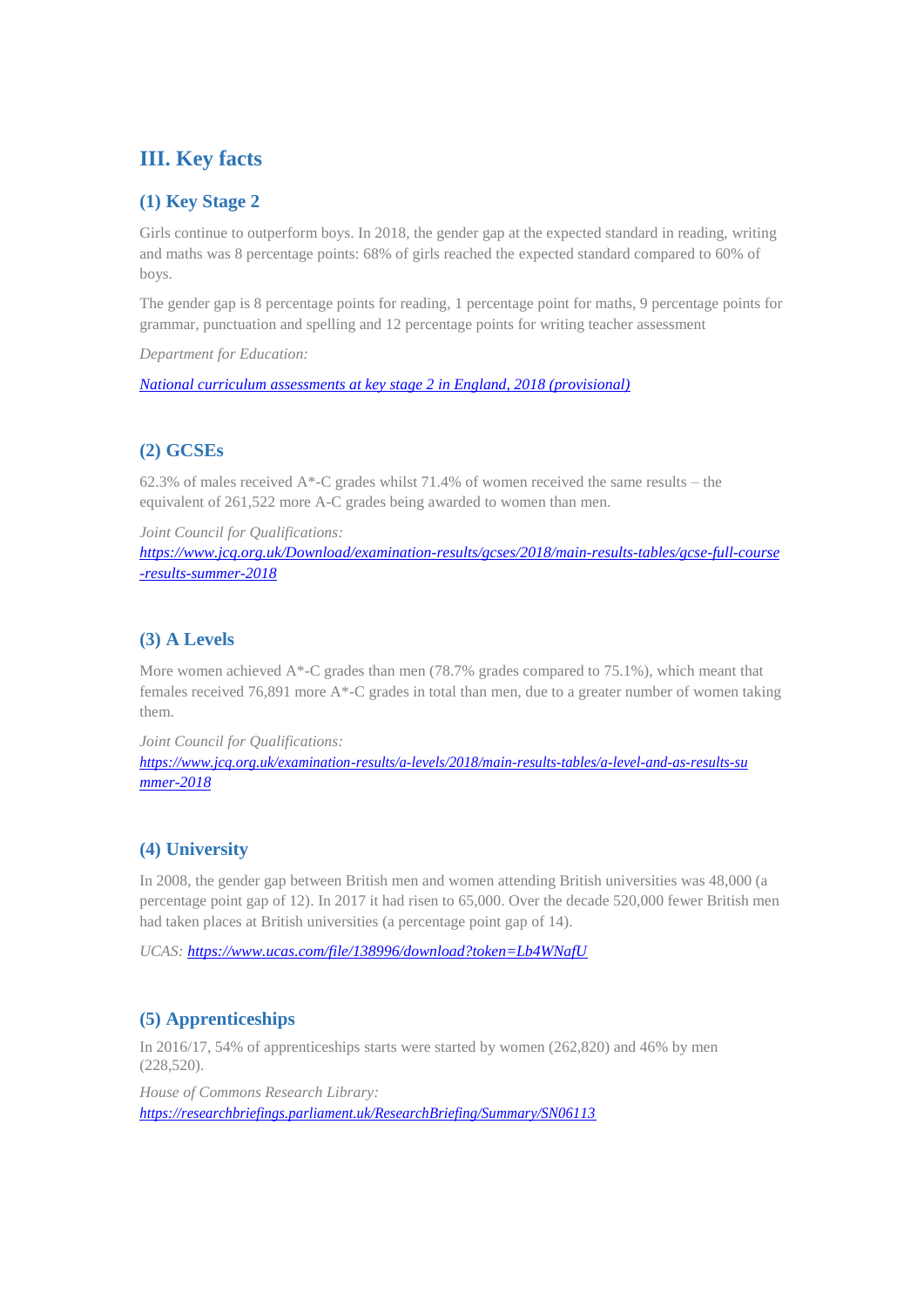## III. Key facts

### (1) Key Stage 2

Girls continue to outperform boys. In 2018, the gender gap at the expected standard in reading, writing and maths was 8 percentage points: 68% of girls reached the expected standard compared to 60% of boys.

The gender gap is 8 percentage points for reading, 1 percentage point for maths, 9 percentage points for grammar, punctuation and spelling and 12 percentage points for writing teacher assessment

*Department for Education:*

[*National curriculum assessments at key stage 2 in England, 2018 (provisional)*]()

### (2) GCSEs

62.3% of males received A*-C grades whilst 71.4% of women received the same results – the equivalent of 261,522 more A-C grades being awarded to women than men.

*Joint Council for Qualifications:*
*https://www.jcq.org.uk/Download/examination-results/gcses/2018/main-results-tables/gcse-full-course-results-summer-2018*

### (3) A Levels

More women achieved A*-C grades than men (78.7% grades compared to 75.1%), which meant that females received 76,891 more A*-C grades in total than men, due to a greater number of women taking them.

*Joint Council for Qualifications:*
*https://www.jcq.org.uk/examination-results/a-levels/2018/main-results-tables/a-level-and-as-results-summer-2018*

### (4) University

In 2008, the gender gap between British men and women attending British universities was 48,000 (a percentage point gap of 12). In 2017 it had risen to 65,000. Over the decade 520,000 fewer British men had taken places at British universities (a percentage point gap of 14).

*UCAS:* *https://www.ucas.com/file/138996/download?token=Lb4WNafU*

### (5) Apprenticeships

In 2016/17, 54% of apprenticeships starts were started by women (262,820) and 46% by men (228,520).

*House of Commons Research Library:*
*https://researchbriefings.parliament.uk/ResearchBriefing/Summary/SN06113*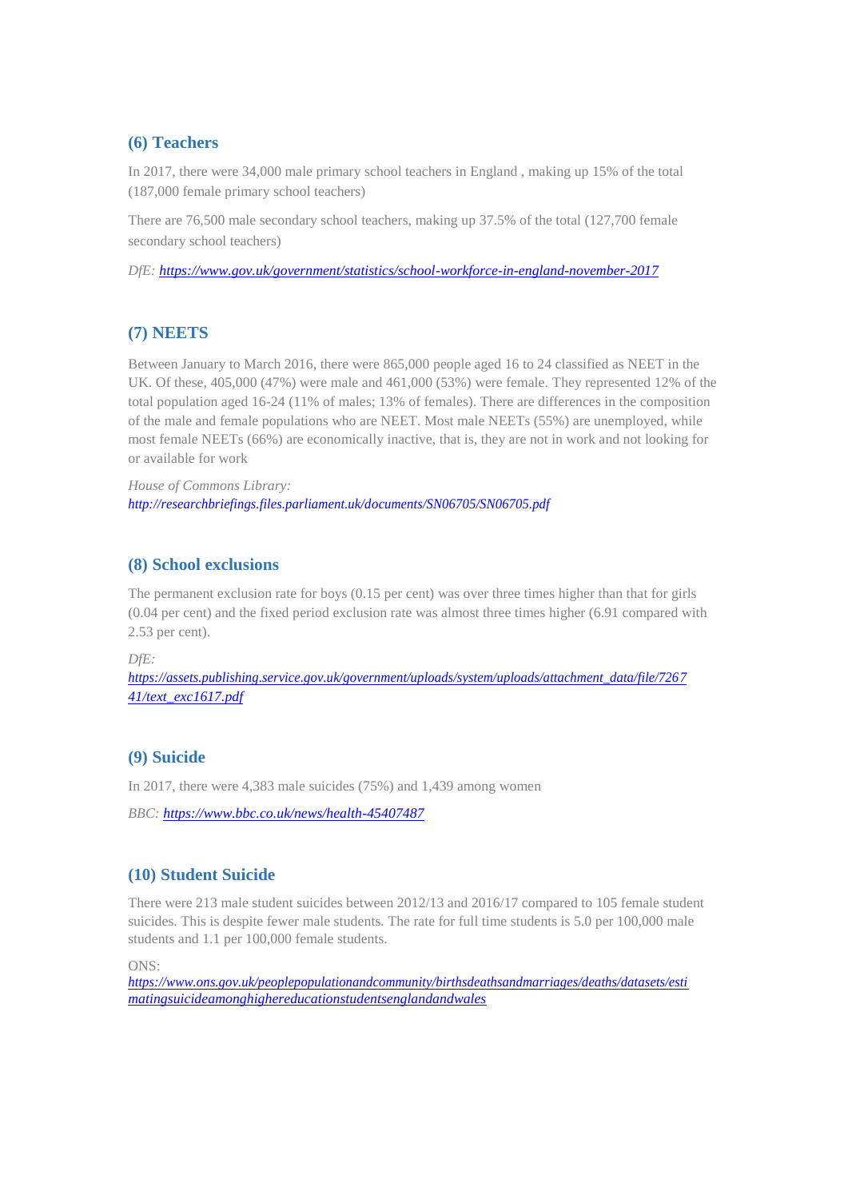## (6) Teachers

In 2017, there were 34,000 male primary school teachers in England , making up 15% of the total (187,000 female primary school teachers)

There are 76,500 male secondary school teachers, making up 37.5% of the total (127,700 female secondary school teachers)

*DfE: https://www.gov.uk/government/statistics/school-workforce-in-england-november-2017*

## (7) NEETS

Between January to March 2016, there were 865,000 people aged 16 to 24 classified as NEET in the UK. Of these, 405,000 (47%) were male and 461,000 (53%) were female. They represented 12% of the total population aged 16-24 (11% of males; 13% of females). There are differences in the composition of the male and female populations who are NEET. Most male NEETs (55%) are unemployed, while most female NEETs (66%) are economically inactive, that is, they are not in work and not looking for or available for work

*House of Commons Library:*
*http://researchbriefings.files.parliament.uk/documents/SN06705/SN06705.pdf*

## (8) School exclusions

The permanent exclusion rate for boys (0.15 per cent) was over three times higher than that for girls (0.04 per cent) and the fixed period exclusion rate was almost three times higher (6.91 compared with 2.53 per cent).

*DfE:*
*https://assets.publishing.service.gov.uk/government/uploads/system/uploads/attachment_data/file/726741/text_exc1617.pdf*

## (9) Suicide

In 2017, there were 4,383 male suicides (75%) and 1,439 among women

*BBC: https://www.bbc.co.uk/news/health-45407487*

## (10) Student Suicide

There were 213 male student suicides between 2012/13 and 2016/17 compared to 105 female student suicides. This is despite fewer male students. The rate for full time students is 5.0 per 100,000 male students and 1.1 per 100,000 female students.

ONS:
*https://www.ons.gov.uk/peoplepopulationandcommunity/birthsdeathsandmarriages/deaths/datasets/estimatingsuicideamonghighereducationstudentsenglandandwales*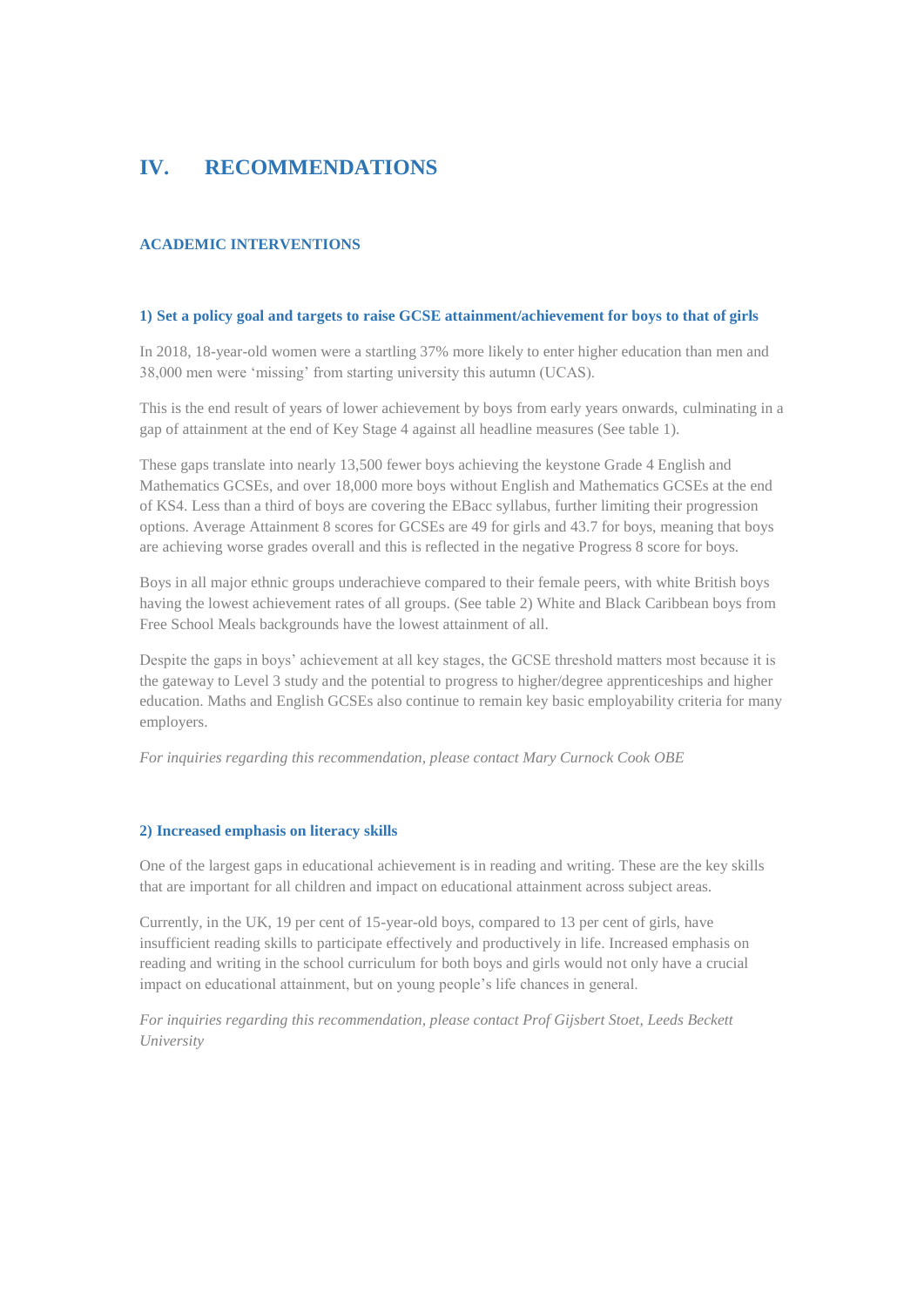# IV. RECOMMENDATIONS

## ACADEMIC INTERVENTIONS

### 1) Set a policy goal and targets to raise GCSE attainment/achievement for boys to that of girls

In 2018, 18-year-old women were a startling 37% more likely to enter higher education than men and 38,000 men were 'missing' from starting university this autumn (UCAS).

This is the end result of years of lower achievement by boys from early years onwards, culminating in a gap of attainment at the end of Key Stage 4 against all headline measures (See table 1).

These gaps translate into nearly 13,500 fewer boys achieving the keystone Grade 4 English and Mathematics GCSEs, and over 18,000 more boys without English and Mathematics GCSEs at the end of KS4. Less than a third of boys are covering the EBacc syllabus, further limiting their progression options. Average Attainment 8 scores for GCSEs are 49 for girls and 43.7 for boys, meaning that boys are achieving worse grades overall and this is reflected in the negative Progress 8 score for boys.

Boys in all major ethnic groups underachieve compared to their female peers, with white British boys having the lowest achievement rates of all groups. (See table 2) White and Black Caribbean boys from Free School Meals backgrounds have the lowest attainment of all.

Despite the gaps in boys' achievement at all key stages, the GCSE threshold matters most because it is the gateway to Level 3 study and the potential to progress to higher/degree apprenticeships and higher education. Maths and English GCSEs also continue to remain key basic employability criteria for many employers.

*For inquiries regarding this recommendation, please contact Mary Curnock Cook OBE*

### 2) Increased emphasis on literacy skills

One of the largest gaps in educational achievement is in reading and writing. These are the key skills that are important for all children and impact on educational attainment across subject areas.

Currently, in the UK, 19 per cent of 15-year-old boys, compared to 13 per cent of girls, have insufficient reading skills to participate effectively and productively in life. Increased emphasis on reading and writing in the school curriculum for both boys and girls would not only have a crucial impact on educational attainment, but on young people's life chances in general.

*For inquiries regarding this recommendation, please contact Prof Gijsbert Stoet, Leeds Beckett University*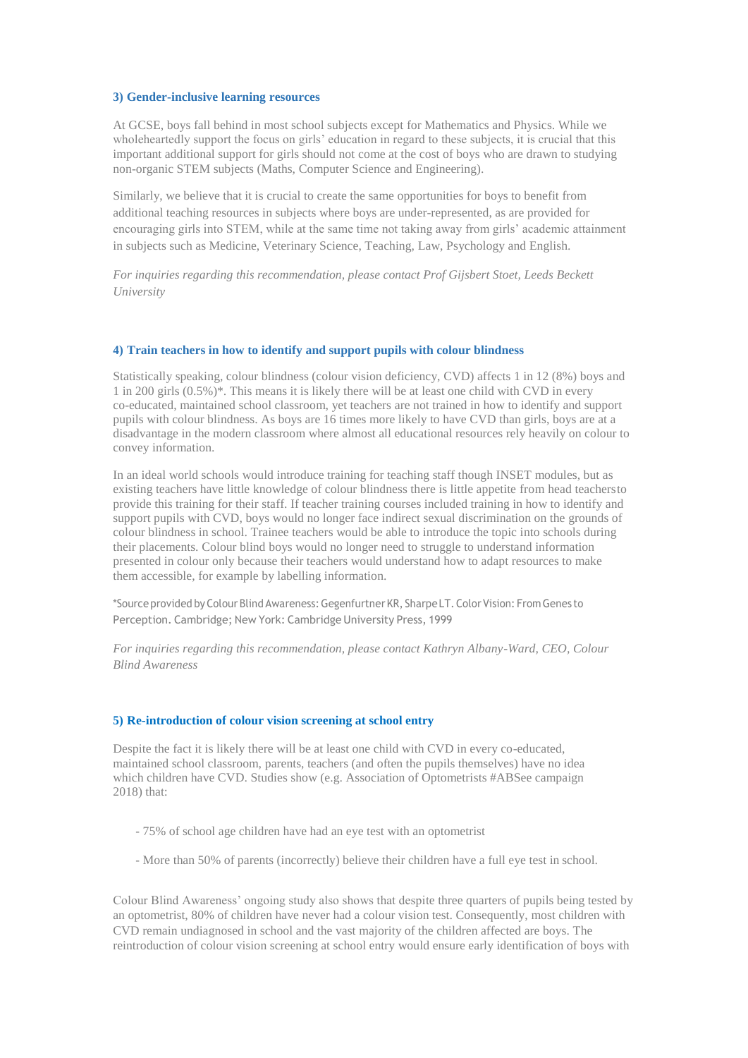### 3) Gender-inclusive learning resources

At GCSE, boys fall behind in most school subjects except for Mathematics and Physics. While we wholeheartedly support the focus on girls' education in regard to these subjects, it is crucial that this important additional support for girls should not come at the cost of boys who are drawn to studying non-organic STEM subjects (Maths, Computer Science and Engineering).

Similarly, we believe that it is crucial to create the same opportunities for boys to benefit from additional teaching resources in subjects where boys are under-represented, as are provided for encouraging girls into STEM, while at the same time not taking away from girls' academic attainment in subjects such as Medicine, Veterinary Science, Teaching, Law, Psychology and English.

*For inquiries regarding this recommendation, please contact Prof Gijsbert Stoet, Leeds Beckett University*

### 4) Train teachers in how to identify and support pupils with colour blindness

Statistically speaking, colour blindness (colour vision deficiency, CVD) affects 1 in 12 (8%) boys and 1 in 200 girls (0.5%)*. This means it is likely there will be at least one child with CVD in every co-educated, maintained school classroom, yet teachers are not trained in how to identify and support pupils with colour blindness. As boys are 16 times more likely to have CVD than girls, boys are at a disadvantage in the modern classroom where almost all educational resources rely heavily on colour to convey information.

In an ideal world schools would introduce training for teaching staff though INSET modules, but as existing teachers have little knowledge of colour blindness there is little appetite from head teachers to provide this training for their staff. If teacher training courses included training in how to identify and support pupils with CVD, boys would no longer face indirect sexual discrimination on the grounds of colour blindness in school. Trainee teachers would be able to introduce the topic into schools during their placements. Colour blind boys would no longer need to struggle to understand information presented in colour only because their teachers would understand how to adapt resources to make them accessible, for example by labelling information.

*Source provided by Colour Blind Awareness: Gegenfurtner KR, Sharpe LT. Color Vision: From Genes to Perception. Cambridge; New York: Cambridge University Press, 1999

*For inquiries regarding this recommendation, please contact Kathryn Albany-Ward, CEO, Colour Blind Awareness*

### 5) Re-introduction of colour vision screening at school entry

Despite the fact it is likely there will be at least one child with CVD in every co-educated, maintained school classroom, parents, teachers (and often the pupils themselves) have no idea which children have CVD. Studies show (e.g. Association of Optometrists #ABSee campaign 2018) that:

- 75% of school age children have had an eye test with an optometrist
- More than 50% of parents (incorrectly) believe their children have a full eye test in school.

Colour Blind Awareness' ongoing study also shows that despite three quarters of pupils being tested by an optometrist, 80% of children have never had a colour vision test. Consequently, most children with CVD remain undiagnosed in school and the vast majority of the children affected are boys. The reintroduction of colour vision screening at school entry would ensure early identification of boys with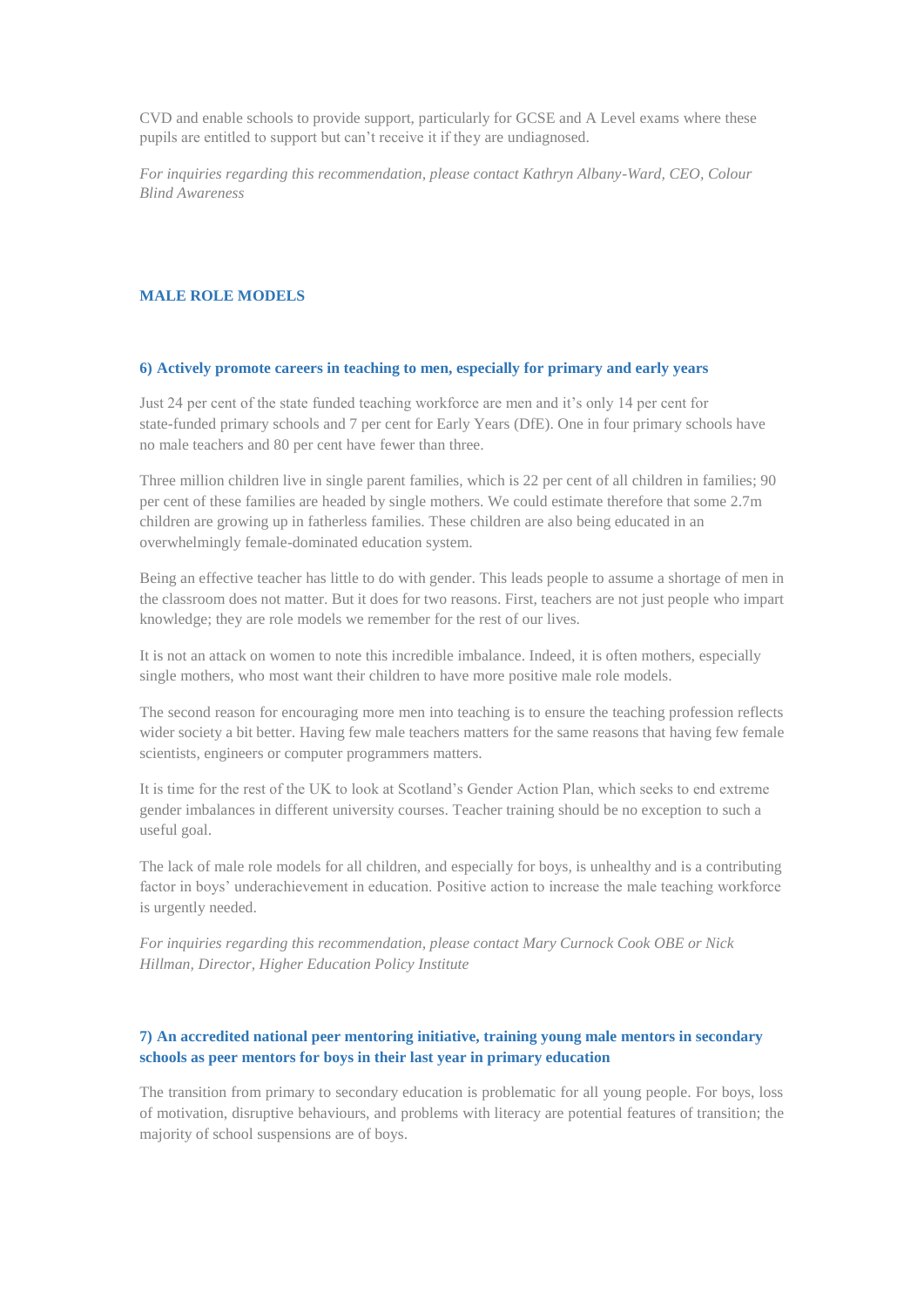CVD and enable schools to provide support, particularly for GCSE and A Level exams where these pupils are entitled to support but can't receive it if they are undiagnosed.

*For inquiries regarding this recommendation, please contact Kathryn Albany-Ward, CEO, Colour Blind Awareness*

## MALE ROLE MODELS

### 6) Actively promote careers in teaching to men, especially for primary and early years

Just 24 per cent of the state funded teaching workforce are men and it's only 14 per cent for state-funded primary schools and 7 per cent for Early Years (DfE). One in four primary schools have no male teachers and 80 per cent have fewer than three.

Three million children live in single parent families, which is 22 per cent of all children in families; 90 per cent of these families are headed by single mothers. We could estimate therefore that some 2.7m children are growing up in fatherless families. These children are also being educated in an overwhelmingly female-dominated education system.

Being an effective teacher has little to do with gender. This leads people to assume a shortage of men in the classroom does not matter. But it does for two reasons. First, teachers are not just people who impart knowledge; they are role models we remember for the rest of our lives.

It is not an attack on women to note this incredible imbalance. Indeed, it is often mothers, especially single mothers, who most want their children to have more positive male role models.

The second reason for encouraging more men into teaching is to ensure the teaching profession reflects wider society a bit better. Having few male teachers matters for the same reasons that having few female scientists, engineers or computer programmers matters.

It is time for the rest of the UK to look at Scotland's Gender Action Plan, which seeks to end extreme gender imbalances in different university courses. Teacher training should be no exception to such a useful goal.

The lack of male role models for all children, and especially for boys, is unhealthy and is a contributing factor in boys' underachievement in education. Positive action to increase the male teaching workforce is urgently needed.

*For inquiries regarding this recommendation, please contact Mary Curnock Cook OBE or Nick Hillman, Director, Higher Education Policy Institute*

### 7) An accredited national peer mentoring initiative, training young male mentors in secondary schools as peer mentors for boys in their last year in primary education

The transition from primary to secondary education is problematic for all young people. For boys, loss of motivation, disruptive behaviours, and problems with literacy are potential features of transition; the majority of school suspensions are of boys.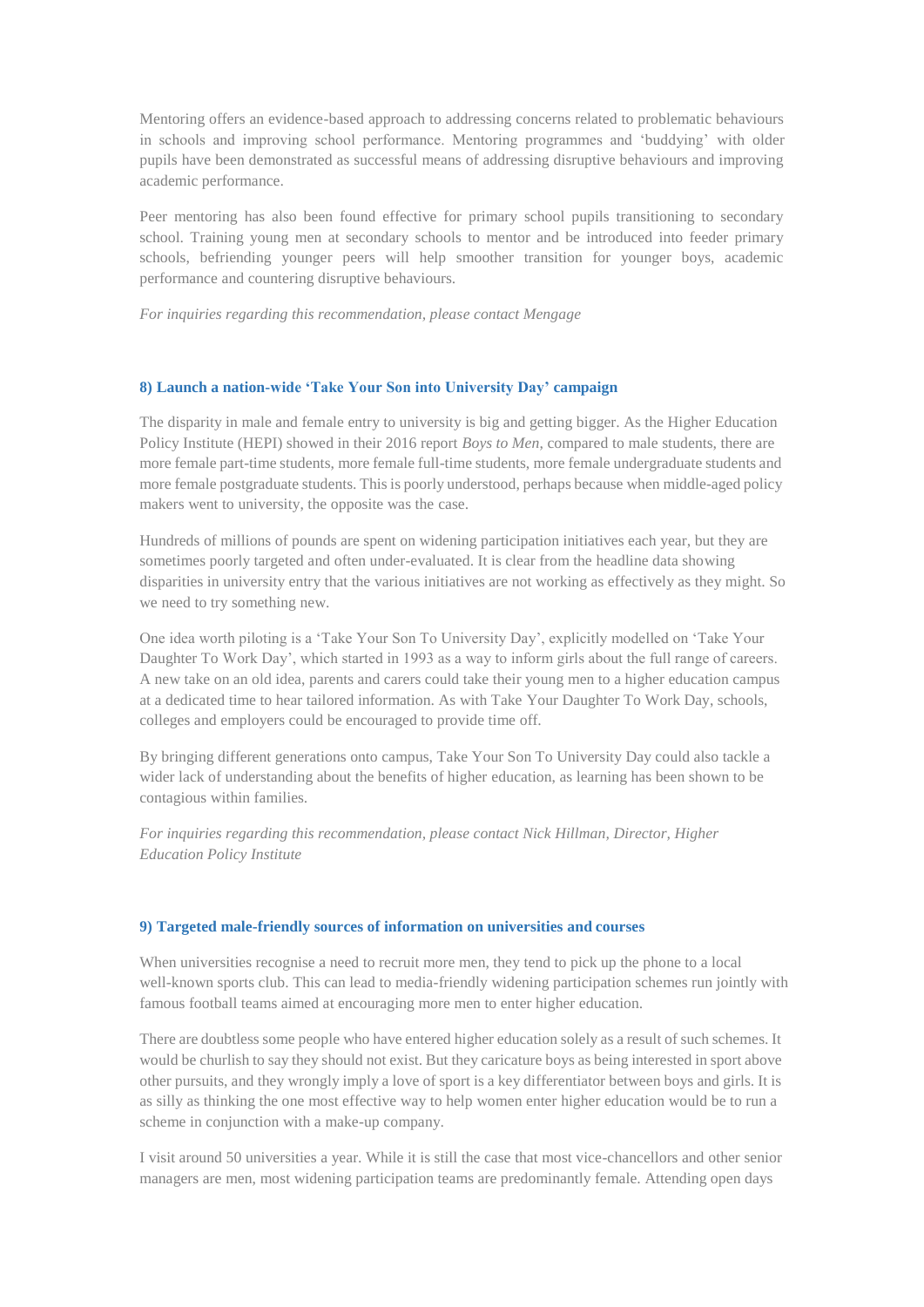Mentoring offers an evidence-based approach to addressing concerns related to problematic behaviours in schools and improving school performance. Mentoring programmes and 'buddying' with older pupils have been demonstrated as successful means of addressing disruptive behaviours and improving academic performance.

Peer mentoring has also been found effective for primary school pupils transitioning to secondary school. Training young men at secondary schools to mentor and be introduced into feeder primary schools, befriending younger peers will help smoother transition for younger boys, academic performance and countering disruptive behaviours.

*For inquiries regarding this recommendation, please contact Mengage*

### 8) Launch a nation-wide 'Take Your Son into University Day' campaign

The disparity in male and female entry to university is big and getting bigger. As the Higher Education Policy Institute (HEPI) showed in their 2016 report *Boys to Men*, compared to male students, there are more female part-time students, more female full-time students, more female undergraduate students and more female postgraduate students. This is poorly understood, perhaps because when middle-aged policy makers went to university, the opposite was the case.

Hundreds of millions of pounds are spent on widening participation initiatives each year, but they are sometimes poorly targeted and often under-evaluated. It is clear from the headline data showing disparities in university entry that the various initiatives are not working as effectively as they might. So we need to try something new.

One idea worth piloting is a 'Take Your Son To University Day', explicitly modelled on 'Take Your Daughter To Work Day', which started in 1993 as a way to inform girls about the full range of careers. A new take on an old idea, parents and carers could take their young men to a higher education campus at a dedicated time to hear tailored information. As with Take Your Daughter To Work Day, schools, colleges and employers could be encouraged to provide time off.

By bringing different generations onto campus, Take Your Son To University Day could also tackle a wider lack of understanding about the benefits of higher education, as learning has been shown to be contagious within families.

*For inquiries regarding this recommendation, please contact Nick Hillman, Director, Higher Education Policy Institute*

### 9) Targeted male-friendly sources of information on universities and courses

When universities recognise a need to recruit more men, they tend to pick up the phone to a local well-known sports club. This can lead to media-friendly widening participation schemes run jointly with famous football teams aimed at encouraging more men to enter higher education.

There are doubtless some people who have entered higher education solely as a result of such schemes. It would be churlish to say they should not exist. But they caricature boys as being interested in sport above other pursuits, and they wrongly imply a love of sport is a key differentiator between boys and girls. It is as silly as thinking the one most effective way to help women enter higher education would be to run a scheme in conjunction with a make-up company.

I visit around 50 universities a year. While it is still the case that most vice-chancellors and other senior managers are men, most widening participation teams are predominantly female. Attending open days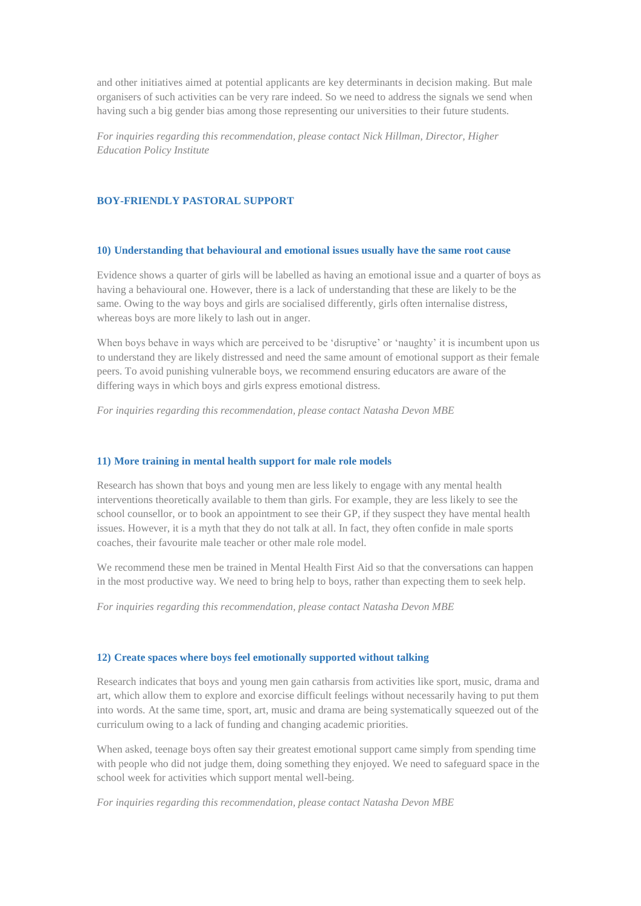and other initiatives aimed at potential applicants are key determinants in decision making. But male organisers of such activities can be very rare indeed. So we need to address the signals we send when having such a big gender bias among those representing our universities to their future students.

*For inquiries regarding this recommendation, please contact Nick Hillman, Director, Higher Education Policy Institute*

## BOY-FRIENDLY PASTORAL SUPPORT

### 10) Understanding that behavioural and emotional issues usually have the same root cause

Evidence shows a quarter of girls will be labelled as having an emotional issue and a quarter of boys as having a behavioural one. However, there is a lack of understanding that these are likely to be the same. Owing to the way boys and girls are socialised differently, girls often internalise distress, whereas boys are more likely to lash out in anger.

When boys behave in ways which are perceived to be 'disruptive' or 'naughty' it is incumbent upon us to understand they are likely distressed and need the same amount of emotional support as their female peers. To avoid punishing vulnerable boys, we recommend ensuring educators are aware of the differing ways in which boys and girls express emotional distress.

*For inquiries regarding this recommendation, please contact Natasha Devon MBE*

### 11) More training in mental health support for male role models

Research has shown that boys and young men are less likely to engage with any mental health interventions theoretically available to them than girls. For example, they are less likely to see the school counsellor, or to book an appointment to see their GP, if they suspect they have mental health issues. However, it is a myth that they do not talk at all. In fact, they often confide in male sports coaches, their favourite male teacher or other male role model.

We recommend these men be trained in Mental Health First Aid so that the conversations can happen in the most productive way. We need to bring help to boys, rather than expecting them to seek help.

*For inquiries regarding this recommendation, please contact Natasha Devon MBE*

### 12) Create spaces where boys feel emotionally supported without talking

Research indicates that boys and young men gain catharsis from activities like sport, music, drama and art, which allow them to explore and exorcise difficult feelings without necessarily having to put them into words. At the same time, sport, art, music and drama are being systematically squeezed out of the curriculum owing to a lack of funding and changing academic priorities.

When asked, teenage boys often say their greatest emotional support came simply from spending time with people who did not judge them, doing something they enjoyed. We need to safeguard space in the school week for activities which support mental well-being.

*For inquiries regarding this recommendation, please contact Natasha Devon MBE*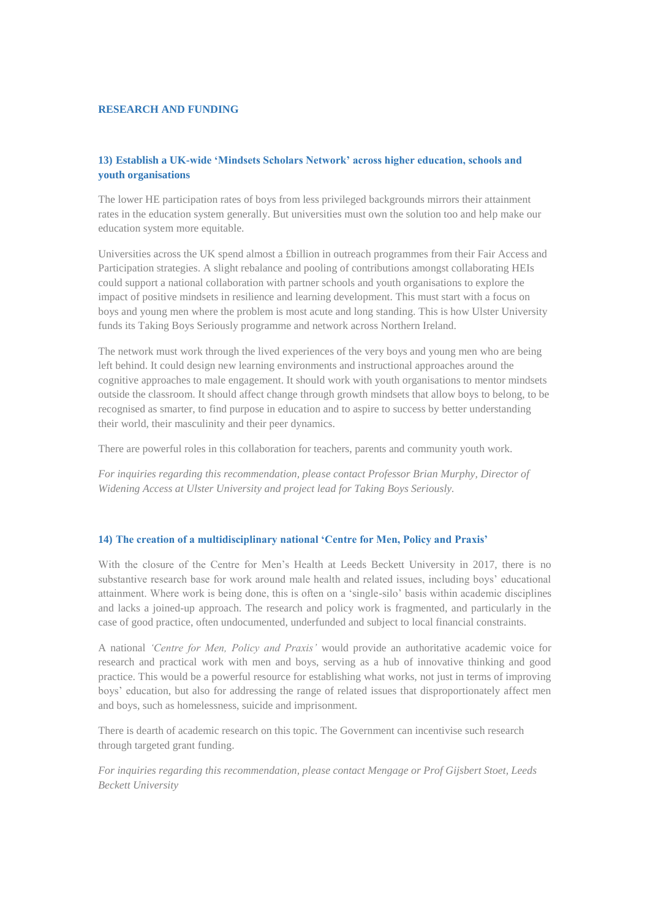## RESEARCH AND FUNDING

### 13) Establish a UK-wide 'Mindsets Scholars Network' across higher education, schools and youth organisations

The lower HE participation rates of boys from less privileged backgrounds mirrors their attainment rates in the education system generally. But universities must own the solution too and help make our education system more equitable.

Universities across the UK spend almost a £billion in outreach programmes from their Fair Access and Participation strategies. A slight rebalance and pooling of contributions amongst collaborating HEIs could support a national collaboration with partner schools and youth organisations to explore the impact of positive mindsets in resilience and learning development. This must start with a focus on boys and young men where the problem is most acute and long standing. This is how Ulster University funds its Taking Boys Seriously programme and network across Northern Ireland.

The network must work through the lived experiences of the very boys and young men who are being left behind. It could design new learning environments and instructional approaches around the cognitive approaches to male engagement. It should work with youth organisations to mentor mindsets outside the classroom. It should affect change through growth mindsets that allow boys to belong, to be recognised as smarter, to find purpose in education and to aspire to success by better understanding their world, their masculinity and their peer dynamics.

There are powerful roles in this collaboration for teachers, parents and community youth work.

*For inquiries regarding this recommendation, please contact Professor Brian Murphy, Director of Widening Access at Ulster University and project lead for Taking Boys Seriously.*

### 14) The creation of a multidisciplinary national 'Centre for Men, Policy and Praxis'

With the closure of the Centre for Men's Health at Leeds Beckett University in 2017, there is no substantive research base for work around male health and related issues, including boys' educational attainment. Where work is being done, this is often on a 'single-silo' basis within academic disciplines and lacks a joined-up approach. The research and policy work is fragmented, and particularly in the case of good practice, often undocumented, underfunded and subject to local financial constraints.

A national *'Centre for Men, Policy and Praxis'* would provide an authoritative academic voice for research and practical work with men and boys, serving as a hub of innovative thinking and good practice. This would be a powerful resource for establishing what works, not just in terms of improving boys' education, but also for addressing the range of related issues that disproportionately affect men and boys, such as homelessness, suicide and imprisonment.

There is dearth of academic research on this topic. The Government can incentivise such research through targeted grant funding.

*For inquiries regarding this recommendation, please contact Mengage or Prof Gijsbert Stoet, Leeds Beckett University*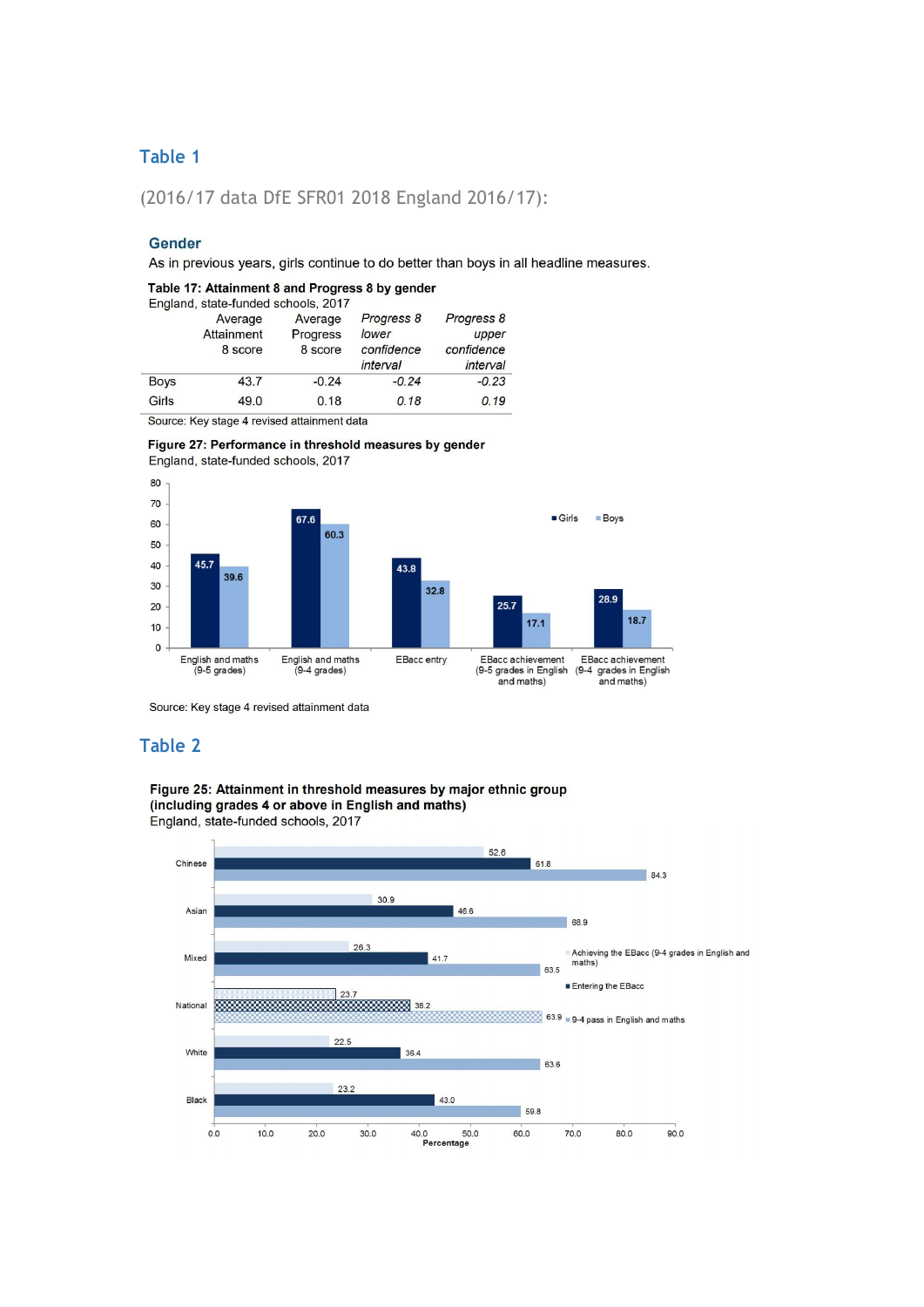## Table 1

(2016/17 data DfE SFR01 2018 England 2016/17):

### Gender

As in previous years, girls continue to do better than boys in all headline measures.

**Table 17: Attainment 8 and Progress 8 by gender**

England, state-funded schools, 2017

| | Average Attainment 8 score | Average Progress 8 score | *Progress 8 lower confidence interval* | *Progress 8 upper confidence interval* |
|---|---|---|---|---|
| Boys | 43.7 | -0.24 | *-0.24* | *-0.23* |
| Girls | 49.0 | 0.18 | *0.18* | *0.19* |

Source: Key stage 4 revised attainment data

**Figure 27: Performance in threshold measures by gender**

England, state-funded schools, 2017

Girls
Boys

English and maths (9-5 grades): 45.7, 39.6
English and maths (9-4 grades): 67.6, 60.3
EBacc entry: 43.8, 32.8
EBacc achievement (9-5 grades in English and maths): 25.7, 17.1
EBacc achievement (9-4 grades in English and maths): 28.9, 18.7

0, 10, 20, 30, 40, 50, 60, 70, 80

Source: Key stage 4 revised attainment data

## Table 2

**Figure 25: Attainment in threshold measures by major ethnic group (including grades 4 or above in English and maths)**

England, state-funded schools, 2017

Achieving the EBacc (9-4 grades in English and maths)
Entering the EBacc
9-4 pass in English and maths

Chinese: 52.6, 61.8, 84.3
Asian: 30.9, 46.6, 68.9
Mixed: 26.3, 41.7, 63.5
National: 23.7, 38.2, 63.9
White: 22.5, 36.4, 63.6
Black: 23.2, 43.0, 59.8

0.0, 10.0, 20.0, 30.0, 40.0, 50.0, 60.0, 70.0, 80.0, 90.0

Percentage